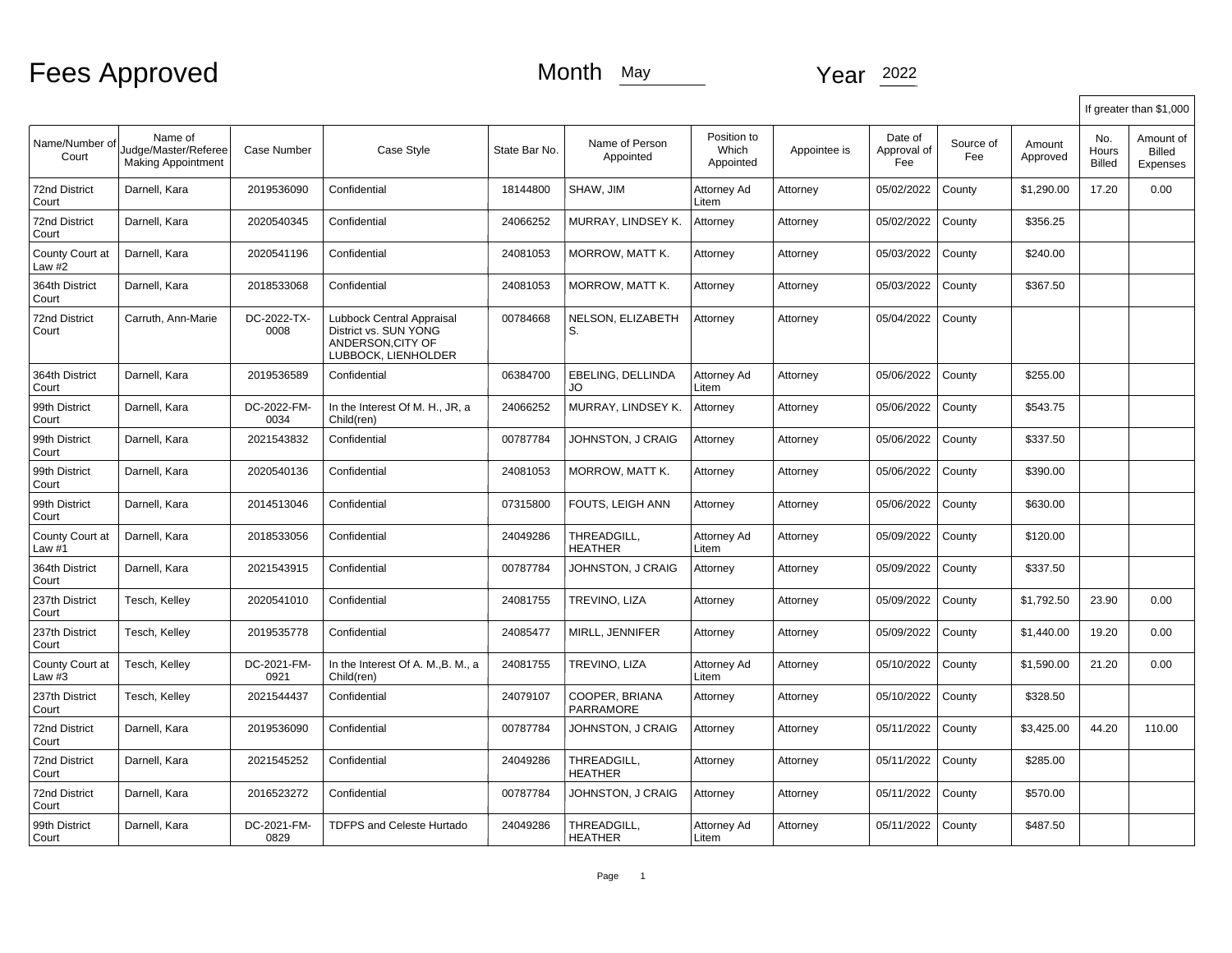# Fees Approved

Month May

Year 2022

| Name/Number of Court | Name of Judge/Master/Referee Making Appointment | Case Number | Case Style | State Bar No. | Name of Person Appointed | Position to Which Appointed | Appointee is | Date of Approval of Fee | Source of Fee | Amount Approved | If greater than $1,000 No. Hours Billed | Amount of Billed Expenses |
|---|---|---|---|---|---|---|---|---|---|---|---|---|
| 72nd District Court | Darnell, Kara | 2019536090 | Confidential | 18144800 | SHAW, JIM | Attorney Ad Litem | Attorney | 05/02/2022 | County | $1,290.00 | 17.20 | 0.00 |
| 72nd District Court | Darnell, Kara | 2020540345 | Confidential | 24066252 | MURRAY, LINDSEY K. | Attorney | Attorney | 05/02/2022 | County | $356.25 | | |
| County Court at Law #2 | Darnell, Kara | 2020541196 | Confidential | 24081053 | MORROW, MATT K. | Attorney | Attorney | 05/03/2022 | County | $240.00 | | |
| 364th District Court | Darnell, Kara | 2018533068 | Confidential | 24081053 | MORROW, MATT K. | Attorney | Attorney | 05/03/2022 | County | $367.50 | | |
| 72nd District Court | Carruth, Ann-Marie | DC-2022-TX-0008 | Lubbock Central Appraisal District vs. SUN YONG ANDERSON,CITY OF LUBBOCK, LIENHOLDER | 00784668 | NELSON, ELIZABETH S. | Attorney | Attorney | 05/04/2022 | County | | | |
| 364th District Court | Darnell, Kara | 2019536589 | Confidential | 06384700 | EBELING, DELLINDA JO | Attorney Ad Litem | Attorney | 05/06/2022 | County | $255.00 | | |
| 99th District Court | Darnell, Kara | DC-2022-FM-0034 | In the Interest Of M. H., JR, a Child(ren) | 24066252 | MURRAY, LINDSEY K. | Attorney | Attorney | 05/06/2022 | County | $543.75 | | |
| 99th District Court | Darnell, Kara | 2021543832 | Confidential | 00787784 | JOHNSTON, J CRAIG | Attorney | Attorney | 05/06/2022 | County | $337.50 | | |
| 99th District Court | Darnell, Kara | 2020540136 | Confidential | 24081053 | MORROW, MATT K. | Attorney | Attorney | 05/06/2022 | County | $390.00 | | |
| 99th District Court | Darnell, Kara | 2014513046 | Confidential | 07315800 | FOUTS, LEIGH ANN | Attorney | Attorney | 05/06/2022 | County | $630.00 | | |
| County Court at Law #1 | Darnell, Kara | 2018533056 | Confidential | 24049286 | THREADGILL, HEATHER | Attorney Ad Litem | Attorney | 05/09/2022 | County | $120.00 | | |
| 364th District Court | Darnell, Kara | 2021543915 | Confidential | 00787784 | JOHNSTON, J CRAIG | Attorney | Attorney | 05/09/2022 | County | $337.50 | | |
| 237th District Court | Tesch, Kelley | 2020541010 | Confidential | 24081755 | TREVINO, LIZA | Attorney | Attorney | 05/09/2022 | County | $1,792.50 | 23.90 | 0.00 |
| 237th District Court | Tesch, Kelley | 2019535778 | Confidential | 24085477 | MIRLL, JENNIFER | Attorney | Attorney | 05/09/2022 | County | $1,440.00 | 19.20 | 0.00 |
| County Court at Law #3 | Tesch, Kelley | DC-2021-FM-0921 | In the Interest Of A. M.,B. M., a Child(ren) | 24081755 | TREVINO, LIZA | Attorney Ad Litem | Attorney | 05/10/2022 | County | $1,590.00 | 21.20 | 0.00 |
| 237th District Court | Tesch, Kelley | 2021544437 | Confidential | 24079107 | COOPER, BRIANA PARRAMORE | Attorney | Attorney | 05/10/2022 | County | $328.50 | | |
| 72nd District Court | Darnell, Kara | 2019536090 | Confidential | 00787784 | JOHNSTON, J CRAIG | Attorney | Attorney | 05/11/2022 | County | $3,425.00 | 44.20 | 110.00 |
| 72nd District Court | Darnell, Kara | 2021545252 | Confidential | 24049286 | THREADGILL, HEATHER | Attorney | Attorney | 05/11/2022 | County | $285.00 | | |
| 72nd District Court | Darnell, Kara | 2016523272 | Confidential | 00787784 | JOHNSTON, J CRAIG | Attorney | Attorney | 05/11/2022 | County | $570.00 | | |
| 99th District Court | Darnell, Kara | DC-2021-FM-0829 | TDFPS and Celeste Hurtado | 24049286 | THREADGILL, HEATHER | Attorney Ad Litem | Attorney | 05/11/2022 | County | $487.50 | | |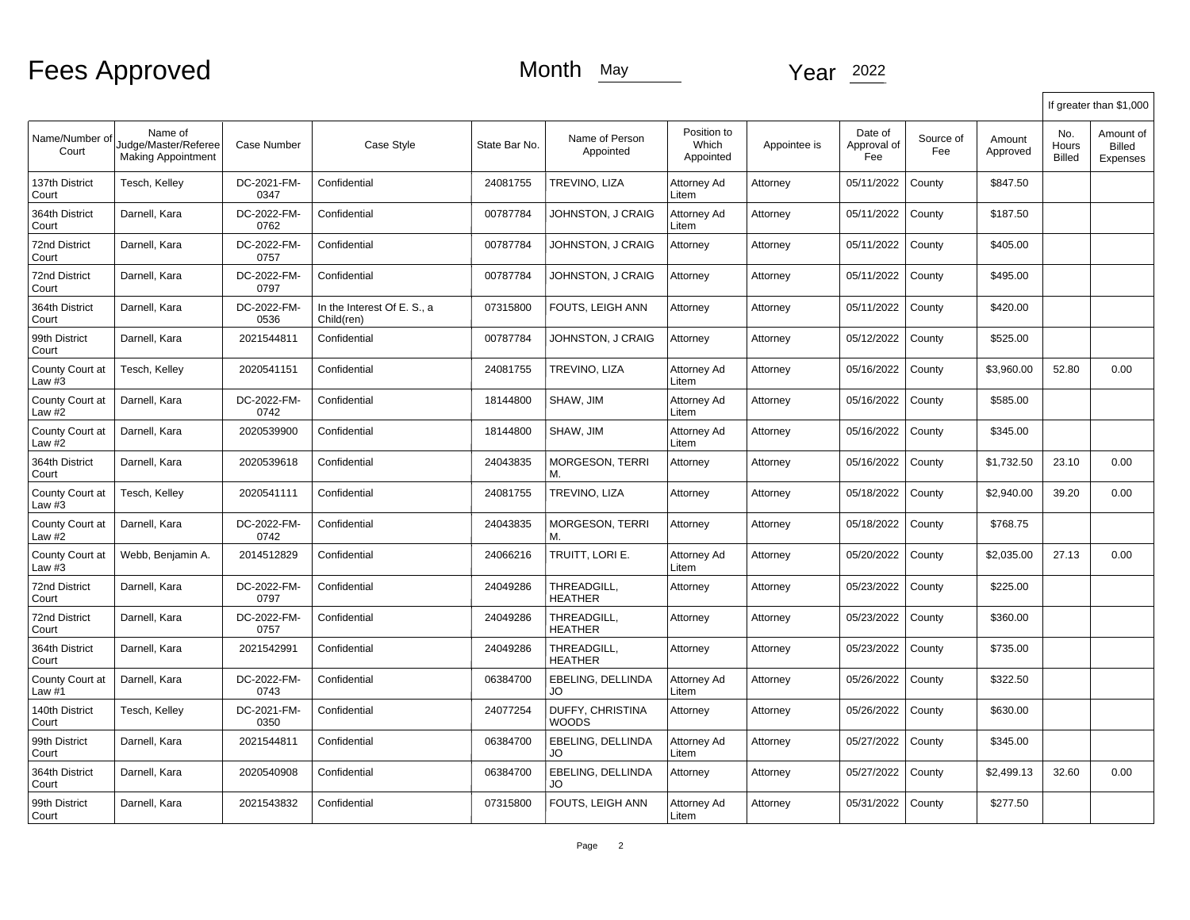# Fees Approved

Month May Year 2022

| Name/Number of Court | Name of Judge/Master/Referee Making Appointment | Case Number | Case Style | State Bar No. | Name of Person Appointed | Position to Which Appointed | Appointee is | Date of Approval of Fee | Source of Fee | Amount Approved | If greater than $1,000 No. Hours Billed | Amount of Billed Expenses |
|---|---|---|---|---|---|---|---|---|---|---|---|---|
| 137th District Court | Tesch, Kelley | DC-2021-FM-0347 | Confidential | 24081755 | TREVINO, LIZA | Attorney Ad Litem | Attorney | 05/11/2022 | County | $847.50 | | |
| 364th District Court | Darnell, Kara | DC-2022-FM-0762 | Confidential | 00787784 | JOHNSTON, J CRAIG | Attorney Ad Litem | Attorney | 05/11/2022 | County | $187.50 | | |
| 72nd District Court | Darnell, Kara | DC-2022-FM-0757 | Confidential | 00787784 | JOHNSTON, J CRAIG | Attorney | Attorney | 05/11/2022 | County | $405.00 | | |
| 72nd District Court | Darnell, Kara | DC-2022-FM-0797 | Confidential | 00787784 | JOHNSTON, J CRAIG | Attorney | Attorney | 05/11/2022 | County | $495.00 | | |
| 364th District Court | Darnell, Kara | DC-2022-FM-0536 | In the Interest Of E. S., a Child(ren) | 07315800 | FOUTS, LEIGH ANN | Attorney | Attorney | 05/11/2022 | County | $420.00 | | |
| 99th District Court | Darnell, Kara | 2021544811 | Confidential | 00787784 | JOHNSTON, J CRAIG | Attorney | Attorney | 05/12/2022 | County | $525.00 | | |
| County Court at Law #3 | Tesch, Kelley | 2020541151 | Confidential | 24081755 | TREVINO, LIZA | Attorney Ad Litem | Attorney | 05/16/2022 | County | $3,960.00 | 52.80 | 0.00 |
| County Court at Law #2 | Darnell, Kara | DC-2022-FM-0742 | Confidential | 18144800 | SHAW, JIM | Attorney Ad Litem | Attorney | 05/16/2022 | County | $585.00 | | |
| County Court at Law #2 | Darnell, Kara | 2020539900 | Confidential | 18144800 | SHAW, JIM | Attorney Ad Litem | Attorney | 05/16/2022 | County | $345.00 | | |
| 364th District Court | Darnell, Kara | 2020539618 | Confidential | 24043835 | MORGESON, TERRI M. | Attorney | Attorney | 05/16/2022 | County | $1,732.50 | 23.10 | 0.00 |
| County Court at Law #3 | Tesch, Kelley | 2020541111 | Confidential | 24081755 | TREVINO, LIZA | Attorney | Attorney | 05/18/2022 | County | $2,940.00 | 39.20 | 0.00 |
| County Court at Law #2 | Darnell, Kara | DC-2022-FM-0742 | Confidential | 24043835 | MORGESON, TERRI M. | Attorney | Attorney | 05/18/2022 | County | $768.75 | | |
| County Court at Law #3 | Webb, Benjamin A. | 2014512829 | Confidential | 24066216 | TRUITT, LORI E. | Attorney Ad Litem | Attorney | 05/20/2022 | County | $2,035.00 | 27.13 | 0.00 |
| 72nd District Court | Darnell, Kara | DC-2022-FM-0797 | Confidential | 24049286 | THREADGILL, HEATHER | Attorney | Attorney | 05/23/2022 | County | $225.00 | | |
| 72nd District Court | Darnell, Kara | DC-2022-FM-0757 | Confidential | 24049286 | THREADGILL, HEATHER | Attorney | Attorney | 05/23/2022 | County | $360.00 | | |
| 364th District Court | Darnell, Kara | 2021542991 | Confidential | 24049286 | THREADGILL, HEATHER | Attorney | Attorney | 05/23/2022 | County | $735.00 | | |
| County Court at Law #1 | Darnell, Kara | DC-2022-FM-0743 | Confidential | 06384700 | EBELING, DELLINDA JO | Attorney Ad Litem | Attorney | 05/26/2022 | County | $322.50 | | |
| 140th District Court | Tesch, Kelley | DC-2021-FM-0350 | Confidential | 24077254 | DUFFY, CHRISTINA WOODS | Attorney | Attorney | 05/26/2022 | County | $630.00 | | |
| 99th District Court | Darnell, Kara | 2021544811 | Confidential | 06384700 | EBELING, DELLINDA JO | Attorney Ad Litem | Attorney | 05/27/2022 | County | $345.00 | | |
| 364th District Court | Darnell, Kara | 2020540908 | Confidential | 06384700 | EBELING, DELLINDA JO | Attorney | Attorney | 05/27/2022 | County | $2,499.13 | 32.60 | 0.00 |
| 99th District Court | Darnell, Kara | 2021543832 | Confidential | 07315800 | FOUTS, LEIGH ANN | Attorney Ad Litem | Attorney | 05/31/2022 | County | $277.50 | | |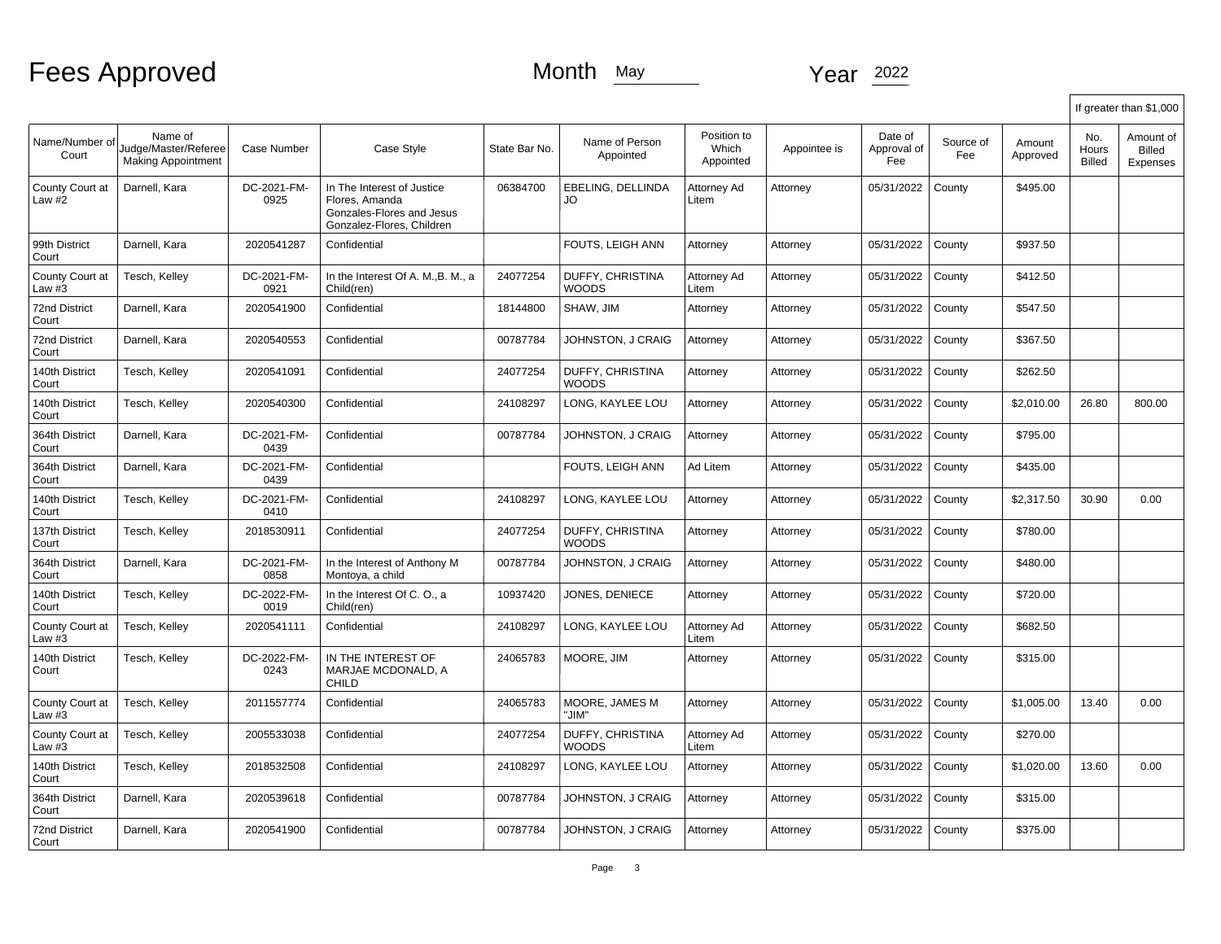# Fees Approved

Month May Year 2022

| Name/Number of Court | Name of Judge/Master/Referee Making Appointment | Case Number | Case Style | State Bar No. | Name of Person Appointed | Position to Which Appointed | Appointee is | Date of Approval of Fee | Source of Fee | Amount Approved | If greater than $1,000 No. Hours Billed | If greater than $1,000 Amount of Billed Expenses |
|---|---|---|---|---|---|---|---|---|---|---|---|---|
| County Court at Law #2 | Darnell, Kara | DC-2021-FM-0925 | In The Interest of Justice Flores, Amanda Gonzales-Flores and Jesus Gonzalez-Flores, Children | 06384700 | EBELING, DELLINDA JO | Attorney Ad Litem | Attorney | 05/31/2022 | County | $495.00 | | |
| 99th District Court | Darnell, Kara | 2020541287 | Confidential | | FOUTS, LEIGH ANN | Attorney | Attorney | 05/31/2022 | County | $937.50 | | |
| County Court at Law #3 | Tesch, Kelley | DC-2021-FM-0921 | In the Interest Of A. M.,B. M., a Child(ren) | 24077254 | DUFFY, CHRISTINA WOODS | Attorney Ad Litem | Attorney | 05/31/2022 | County | $412.50 | | |
| 72nd District Court | Darnell, Kara | 2020541900 | Confidential | 18144800 | SHAW, JIM | Attorney | Attorney | 05/31/2022 | County | $547.50 | | |
| 72nd District Court | Darnell, Kara | 2020540553 | Confidential | 00787784 | JOHNSTON, J CRAIG | Attorney | Attorney | 05/31/2022 | County | $367.50 | | |
| 140th District Court | Tesch, Kelley | 2020541091 | Confidential | 24077254 | DUFFY, CHRISTINA WOODS | Attorney | Attorney | 05/31/2022 | County | $262.50 | | |
| 140th District Court | Tesch, Kelley | 2020540300 | Confidential | 24108297 | LONG, KAYLEE LOU | Attorney | Attorney | 05/31/2022 | County | $2,010.00 | 26.80 | 800.00 |
| 364th District Court | Darnell, Kara | DC-2021-FM-0439 | Confidential | 00787784 | JOHNSTON, J CRAIG | Attorney | Attorney | 05/31/2022 | County | $795.00 | | |
| 364th District Court | Darnell, Kara | DC-2021-FM-0439 | Confidential | | FOUTS, LEIGH ANN | Ad Litem | Attorney | 05/31/2022 | County | $435.00 | | |
| 140th District Court | Tesch, Kelley | DC-2021-FM-0410 | Confidential | 24108297 | LONG, KAYLEE LOU | Attorney | Attorney | 05/31/2022 | County | $2,317.50 | 30.90 | 0.00 |
| 137th District Court | Tesch, Kelley | 2018530911 | Confidential | 24077254 | DUFFY, CHRISTINA WOODS | Attorney | Attorney | 05/31/2022 | County | $780.00 | | |
| 364th District Court | Darnell, Kara | DC-2021-FM-0858 | In the Interest of Anthony M Montoya, a child | 00787784 | JOHNSTON, J CRAIG | Attorney | Attorney | 05/31/2022 | County | $480.00 | | |
| 140th District Court | Tesch, Kelley | DC-2022-FM-0019 | In the Interest Of C. O., a Child(ren) | 10937420 | JONES, DENIECE | Attorney | Attorney | 05/31/2022 | County | $720.00 | | |
| County Court at Law #3 | Tesch, Kelley | 2020541111 | Confidential | 24108297 | LONG, KAYLEE LOU | Attorney Ad Litem | Attorney | 05/31/2022 | County | $682.50 | | |
| 140th District Court | Tesch, Kelley | DC-2022-FM-0243 | IN THE INTEREST OF MARJAE MCDONALD, A CHILD | 24065783 | MOORE, JIM | Attorney | Attorney | 05/31/2022 | County | $315.00 | | |
| County Court at Law #3 | Tesch, Kelley | 2011557774 | Confidential | 24065783 | MOORE, JAMES M "JIM" | Attorney | Attorney | 05/31/2022 | County | $1,005.00 | 13.40 | 0.00 |
| County Court at Law #3 | Tesch, Kelley | 2005533038 | Confidential | 24077254 | DUFFY, CHRISTINA WOODS | Attorney Ad Litem | Attorney | 05/31/2022 | County | $270.00 | | |
| 140th District Court | Tesch, Kelley | 2018532508 | Confidential | 24108297 | LONG, KAYLEE LOU | Attorney | Attorney | 05/31/2022 | County | $1,020.00 | 13.60 | 0.00 |
| 364th District Court | Darnell, Kara | 2020539618 | Confidential | 00787784 | JOHNSTON, J CRAIG | Attorney | Attorney | 05/31/2022 | County | $315.00 | | |
| 72nd District Court | Darnell, Kara | 2020541900 | Confidential | 00787784 | JOHNSTON, J CRAIG | Attorney | Attorney | 05/31/2022 | County | $375.00 | | |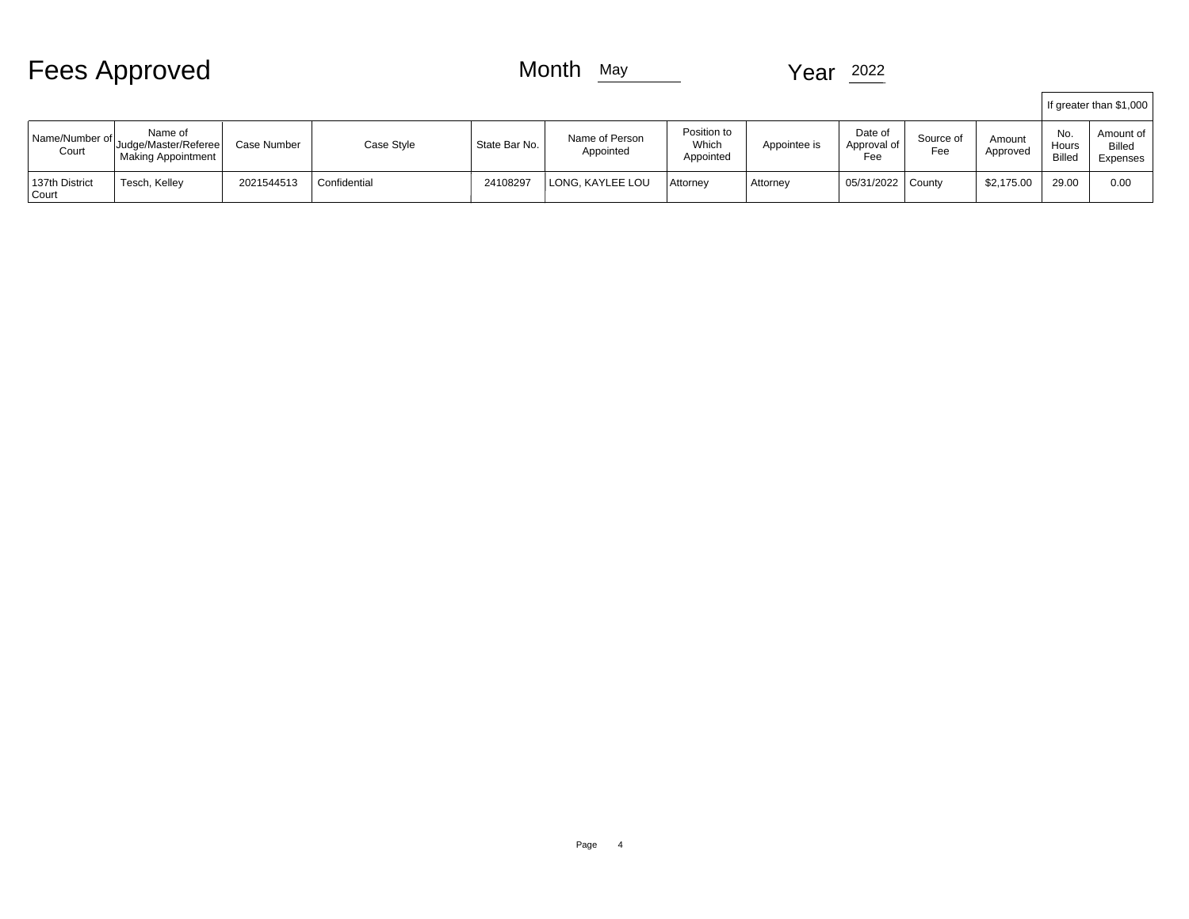# Fees Approved

Month May

Year 2022

| Name/Number of Court | Name of Judge/Master/Referee Making Appointment | Case Number | Case Style | State Bar No. | Name of Person Appointed | Position to Which Appointed | Appointee is | Date of Approval of Fee | Source of Fee | Amount Approved | If greater than $1,000 No. Hours Billed | Amount of Billed Expenses |
|---|---|---|---|---|---|---|---|---|---|---|---|---|
| 137th District Court | Tesch, Kelley | 2021544513 | Confidential | 24108297 | LONG, KAYLEE LOU | Attorney | Attorney | 05/31/2022 | County | $2,175.00 | 29.00 | 0.00 |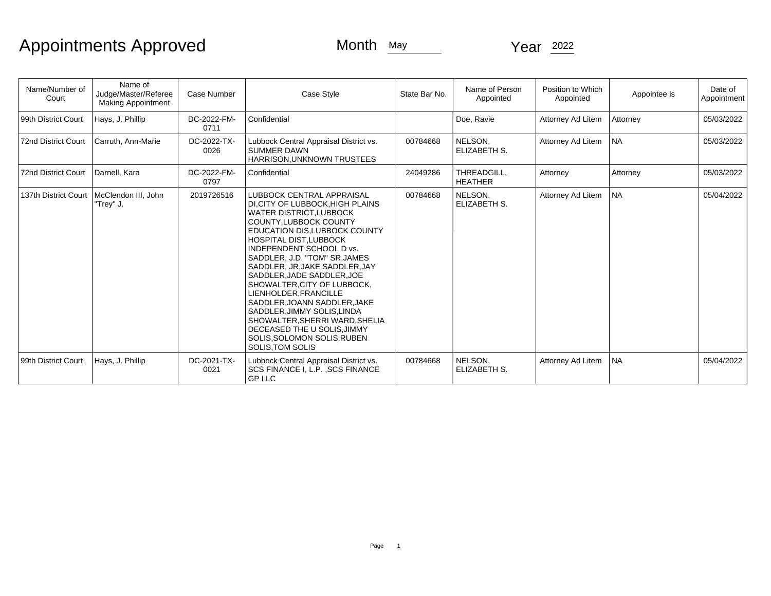# Appointments Approved

Month May

Year 2022

| Name/Number of Court | Name of Judge/Master/Referee Making Appointment | Case Number | Case Style | State Bar No. | Name of Person Appointed | Position to Which Appointed | Appointee is | Date of Appointment |
|---|---|---|---|---|---|---|---|---|
| 99th District Court | Hays, J. Phillip | DC-2022-FM-0711 | Confidential | | Doe, Ravie | Attorney Ad Litem | Attorney | 05/03/2022 |
| 72nd District Court | Carruth, Ann-Marie | DC-2022-TX-0026 | Lubbock Central Appraisal District vs. SUMMER DAWN HARRISON,UNKNOWN TRUSTEES | 00784668 | NELSON, ELIZABETH S. | Attorney Ad Litem | NA | 05/03/2022 |
| 72nd District Court | Darnell, Kara | DC-2022-FM-0797 | Confidential | 24049286 | THREADGILL, HEATHER | Attorney | Attorney | 05/03/2022 |
| 137th District Court | McClendon III, John "Trey" J. | 2019726516 | LUBBOCK CENTRAL APPRAISAL DI,CITY OF LUBBOCK,HIGH PLAINS WATER DISTRICT,LUBBOCK COUNTY,LUBBOCK COUNTY EDUCATION DIS,LUBBOCK COUNTY HOSPITAL DIST,LUBBOCK INDEPENDENT SCHOOL D vs. SADDLER, J.D. "TOM" SR,JAMES SADDLER, JR,JAKE SADDLER,JAY SADDLER,JADE SADDLER,JOE SHOWALTER,CITY OF LUBBOCK, LIENHOLDER,FRANCILLE SADDLER,JOANN SADDLER,JAKE SADDLER,JIMMY SOLIS,LINDA SHOWALTER,SHERRI WARD,SHELIA DECEASED THE U SOLIS,JIMMY SOLIS,SOLOMON SOLIS,RUBEN SOLIS,TOM SOLIS | 00784668 | NELSON, ELIZABETH S. | Attorney Ad Litem | NA | 05/04/2022 |
| 99th District Court | Hays, J. Phillip | DC-2021-TX-0021 | Lubbock Central Appraisal District vs. SCS FINANCE I, L.P. ,SCS FINANCE GP LLC | 00784668 | NELSON, ELIZABETH S. | Attorney Ad Litem | NA | 05/04/2022 |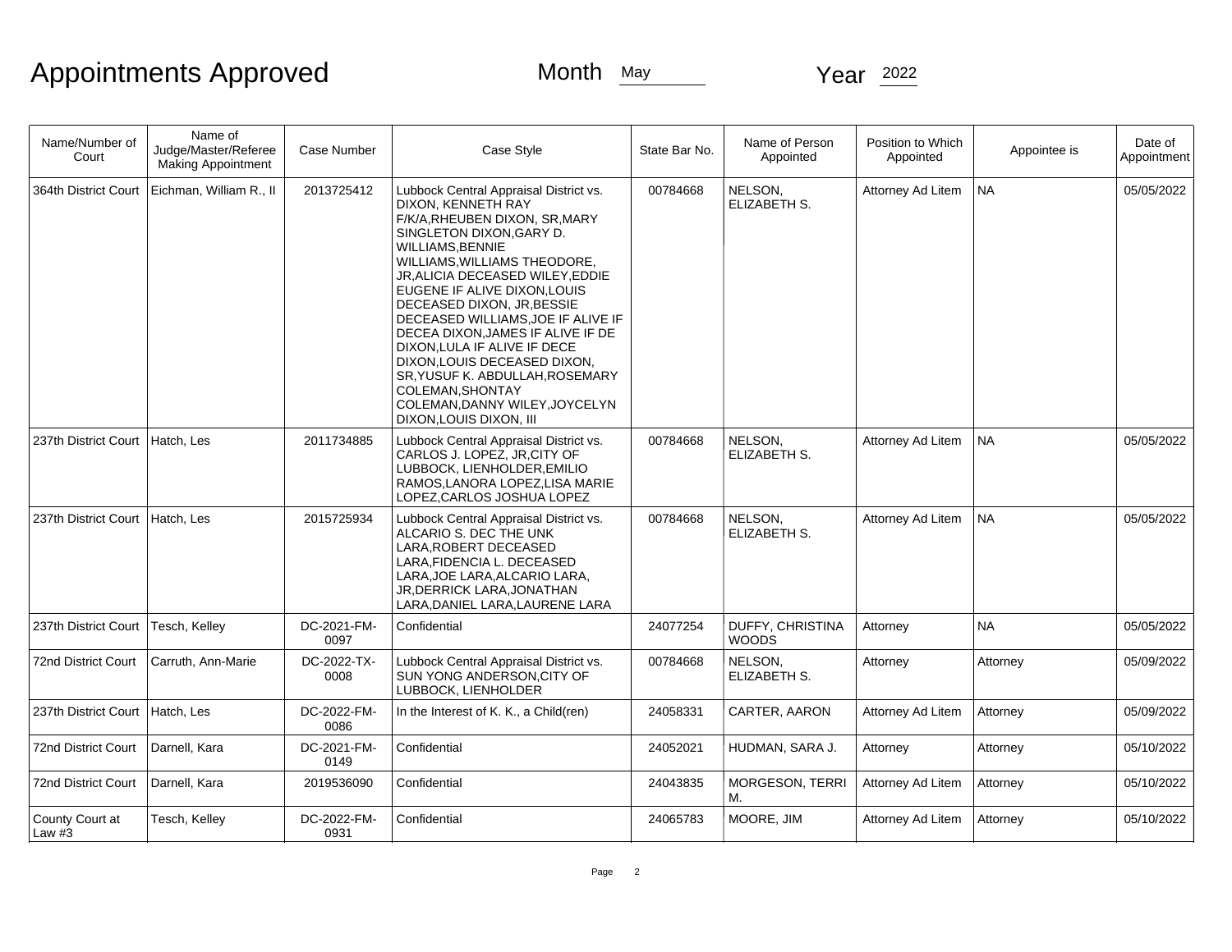# Appointments Approved

Month May Year 2022

| Name/Number of Court | Name of Judge/Master/Referee Making Appointment | Case Number | Case Style | State Bar No. | Name of Person Appointed | Position to Which Appointed | Appointee is | Date of Appointment |
|---|---|---|---|---|---|---|---|---|
| 364th District Court | Eichman, William R., II | 2013725412 | Lubbock Central Appraisal District vs. DIXON, KENNETH RAY F/K/A,RHEUBEN DIXON, SR,MARY SINGLETON DIXON,GARY D. WILLIAMS,BENNIE WILLIAMS,WILLIAMS THEODORE, JR,ALICIA DECEASED WILEY,EDDIE EUGENE IF ALIVE DIXON,LOUIS DECEASED DIXON, JR,BESSIE DECEASED WILLIAMS,JOE IF ALIVE IF DECEA DIXON,JAMES IF ALIVE IF DE DIXON,LULA IF ALIVE IF DECE DIXON,LOUIS DECEASED DIXON, SR,YUSUF K. ABDULLAH,ROSEMARY COLEMAN,SHONTAY COLEMAN,DANNY WILEY,JOYCELYN DIXON,LOUIS DIXON, III | 00784668 | NELSON, ELIZABETH S. | Attorney Ad Litem | NA | 05/05/2022 |
| 237th District Court | Hatch, Les | 2011734885 | Lubbock Central Appraisal District vs. CARLOS J. LOPEZ, JR,CITY OF LUBBOCK, LIENHOLDER,EMILIO RAMOS,LANORA LOPEZ,LISA MARIE LOPEZ,CARLOS JOSHUA LOPEZ | 00784668 | NELSON, ELIZABETH S. | Attorney Ad Litem | NA | 05/05/2022 |
| 237th District Court | Hatch, Les | 2015725934 | Lubbock Central Appraisal District vs. ALCARIO S. DEC THE UNK LARA,ROBERT DECEASED LARA,FIDENCIA L. DECEASED LARA,JOE LARA,ALCARIO LARA, JR,DERRICK LARA,JONATHAN LARA,DANIEL LARA,LAURENE LARA | 00784668 | NELSON, ELIZABETH S. | Attorney Ad Litem | NA | 05/05/2022 |
| 237th District Court | Tesch, Kelley | DC-2021-FM-0097 | Confidential | 24077254 | DUFFY, CHRISTINA WOODS | Attorney | NA | 05/05/2022 |
| 72nd District Court | Carruth, Ann-Marie | DC-2022-TX-0008 | Lubbock Central Appraisal District vs. SUN YONG ANDERSON,CITY OF LUBBOCK, LIENHOLDER | 00784668 | NELSON, ELIZABETH S. | Attorney | Attorney | 05/09/2022 |
| 237th District Court | Hatch, Les | DC-2022-FM-0086 | In the Interest of K. K., a Child(ren) | 24058331 | CARTER, AARON | Attorney Ad Litem | Attorney | 05/09/2022 |
| 72nd District Court | Darnell, Kara | DC-2021-FM-0149 | Confidential | 24052021 | HUDMAN, SARA J. | Attorney | Attorney | 05/10/2022 |
| 72nd District Court | Darnell, Kara | 2019536090 | Confidential | 24043835 | MORGESON, TERRI M. | Attorney Ad Litem | Attorney | 05/10/2022 |
| County Court at Law #3 | Tesch, Kelley | DC-2022-FM-0931 | Confidential | 24065783 | MOORE, JIM | Attorney Ad Litem | Attorney | 05/10/2022 |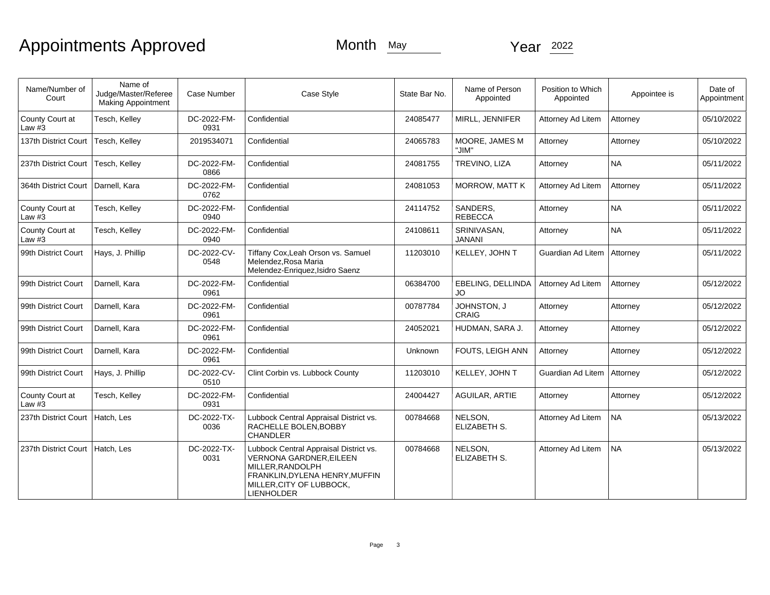# Appointments Approved

Month May

Year 2022

| Name/Number of Court | Name of Judge/Master/Referee Making Appointment | Case Number | Case Style | State Bar No. | Name of Person Appointed | Position to Which Appointed | Appointee is | Date of Appointment |
|---|---|---|---|---|---|---|---|---|
| County Court at Law #3 | Tesch, Kelley | DC-2022-FM-0931 | Confidential | 24085477 | MIRLL, JENNIFER | Attorney Ad Litem | Attorney | 05/10/2022 |
| 137th District Court | Tesch, Kelley | 2019534071 | Confidential | 24065783 | MOORE, JAMES M "JIM" | Attorney | Attorney | 05/10/2022 |
| 237th District Court | Tesch, Kelley | DC-2022-FM-0866 | Confidential | 24081755 | TREVINO, LIZA | Attorney | NA | 05/11/2022 |
| 364th District Court | Darnell, Kara | DC-2022-FM-0762 | Confidential | 24081053 | MORROW, MATT K | Attorney Ad Litem | Attorney | 05/11/2022 |
| County Court at Law #3 | Tesch, Kelley | DC-2022-FM-0940 | Confidential | 24114752 | SANDERS, REBECCA | Attorney | NA | 05/11/2022 |
| County Court at Law #3 | Tesch, Kelley | DC-2022-FM-0940 | Confidential | 24108611 | SRINIVASAN, JANANI | Attorney | NA | 05/11/2022 |
| 99th District Court | Hays, J. Phillip | DC-2022-CV-0548 | Tiffany Cox,Leah Orson vs. Samuel Melendez,Rosa Maria Melendez-Enriquez,Isidro Saenz | 11203010 | KELLEY, JOHN T | Guardian Ad Litem | Attorney | 05/11/2022 |
| 99th District Court | Darnell, Kara | DC-2022-FM-0961 | Confidential | 06384700 | EBELING, DELLINDA JO | Attorney Ad Litem | Attorney | 05/12/2022 |
| 99th District Court | Darnell, Kara | DC-2022-FM-0961 | Confidential | 00787784 | JOHNSTON, J CRAIG | Attorney | Attorney | 05/12/2022 |
| 99th District Court | Darnell, Kara | DC-2022-FM-0961 | Confidential | 24052021 | HUDMAN, SARA J. | Attorney | Attorney | 05/12/2022 |
| 99th District Court | Darnell, Kara | DC-2022-FM-0961 | Confidential | Unknown | FOUTS, LEIGH ANN | Attorney | Attorney | 05/12/2022 |
| 99th District Court | Hays, J. Phillip | DC-2022-CV-0510 | Clint Corbin vs. Lubbock County | 11203010 | KELLEY, JOHN T | Guardian Ad Litem | Attorney | 05/12/2022 |
| County Court at Law #3 | Tesch, Kelley | DC-2022-FM-0931 | Confidential | 24004427 | AGUILAR, ARTIE | Attorney | Attorney | 05/12/2022 |
| 237th District Court | Hatch, Les | DC-2022-TX-0036 | Lubbock Central Appraisal District vs. RACHELLE BOLEN,BOBBY CHANDLER | 00784668 | NELSON, ELIZABETH S. | Attorney Ad Litem | NA | 05/13/2022 |
| 237th District Court | Hatch, Les | DC-2022-TX-0031 | Lubbock Central Appraisal District vs. VERNONA GARDNER,EILEEN MILLER,RANDOLPH FRANKLIN,DYLENA HENRY,MUFFIN MILLER,CITY OF LUBBOCK, LIENHOLDER | 00784668 | NELSON, ELIZABETH S. | Attorney Ad Litem | NA | 05/13/2022 |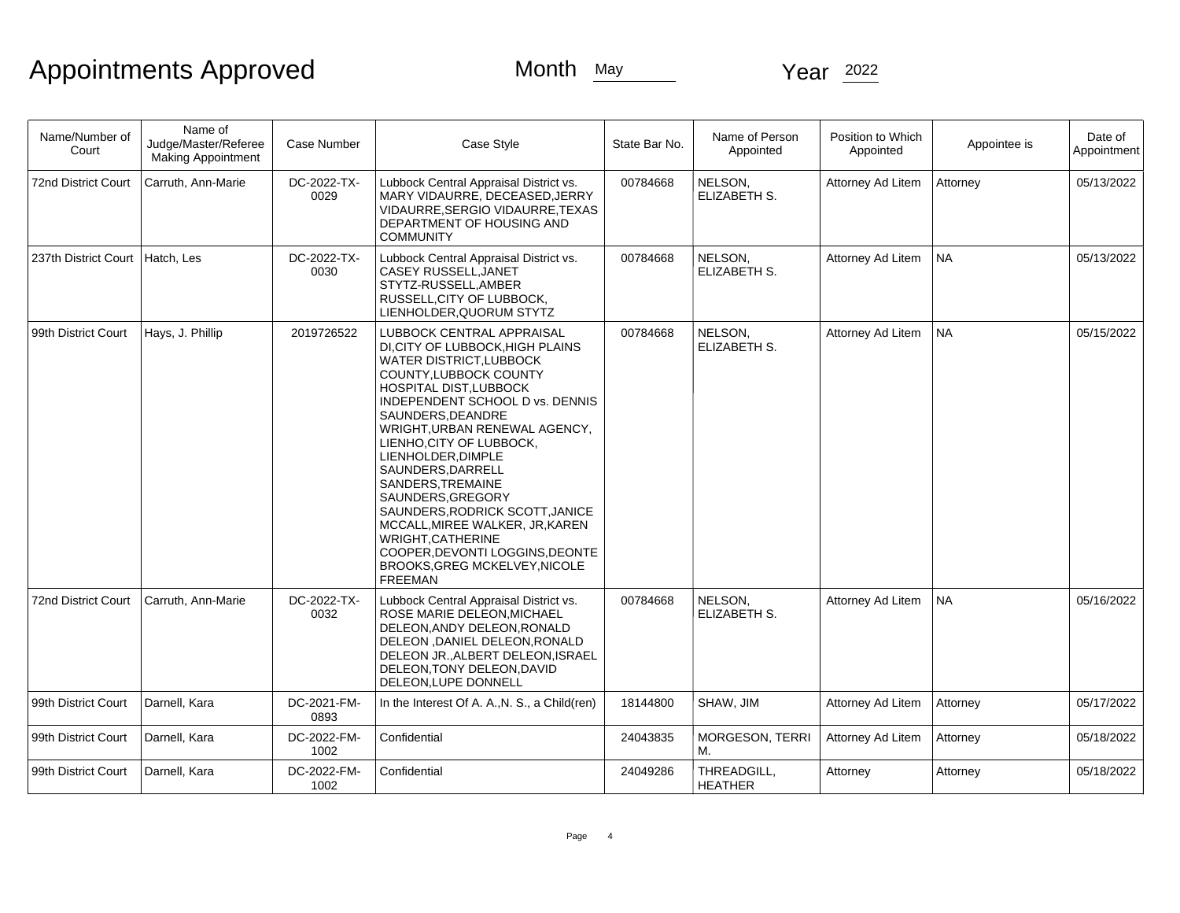# Appointments Approved

Month May Year 2022

| Name/Number of Court | Name of Judge/Master/Referee Making Appointment | Case Number | Case Style | State Bar No. | Name of Person Appointed | Position to Which Appointed | Appointee is | Date of Appointment |
|---|---|---|---|---|---|---|---|---|
| 72nd District Court | Carruth, Ann-Marie | DC-2022-TX-0029 | Lubbock Central Appraisal District vs. MARY VIDAURRE, DECEASED,JERRY VIDAURRE,SERGIO VIDAURRE,TEXAS DEPARTMENT OF HOUSING AND COMMUNITY | 00784668 | NELSON, ELIZABETH S. | Attorney Ad Litem | Attorney | 05/13/2022 |
| 237th District Court | Hatch, Les | DC-2022-TX-0030 | Lubbock Central Appraisal District vs. CASEY RUSSELL,JANET STYTZ-RUSSELL,AMBER RUSSELL,CITY OF LUBBOCK, LIENHOLDER,QUORUM STYTZ | 00784668 | NELSON, ELIZABETH S. | Attorney Ad Litem | NA | 05/13/2022 |
| 99th District Court | Hays, J. Phillip | 2019726522 | LUBBOCK CENTRAL APPRAISAL DI,CITY OF LUBBOCK,HIGH PLAINS WATER DISTRICT,LUBBOCK COUNTY,LUBBOCK COUNTY HOSPITAL DIST,LUBBOCK INDEPENDENT SCHOOL D vs. DENNIS SAUNDERS,DEANDRE WRIGHT,URBAN RENEWAL AGENCY, LIENHO,CITY OF LUBBOCK, LIENHOLDER,DIMPLE SAUNDERS,DARRELL SANDERS,TREMAINE SAUNDERS,GREGORY SAUNDERS,RODRICK SCOTT,JANICE MCCALL,MIREE WALKER, JR,KAREN WRIGHT,CATHERINE COOPER,DEVONTI LOGGINS,DEONTE BROOKS,GREG MCKELVEY,NICOLE FREEMAN | 00784668 | NELSON, ELIZABETH S. | Attorney Ad Litem | NA | 05/15/2022 |
| 72nd District Court | Carruth, Ann-Marie | DC-2022-TX-0032 | Lubbock Central Appraisal District vs. ROSE MARIE DELEON,MICHAEL DELEON,ANDY DELEON,RONALD DELEON ,DANIEL DELEON,RONALD DELEON JR.,ALBERT DELEON,ISRAEL DELEON,TONY DELEON,DAVID DELEON,LUPE DONNELL | 00784668 | NELSON, ELIZABETH S. | Attorney Ad Litem | NA | 05/16/2022 |
| 99th District Court | Darnell, Kara | DC-2021-FM-0893 | In the Interest Of A. A.,N. S., a Child(ren) | 18144800 | SHAW, JIM | Attorney Ad Litem | Attorney | 05/17/2022 |
| 99th District Court | Darnell, Kara | DC-2022-FM-1002 | Confidential | 24043835 | MORGESON, TERRI M. | Attorney Ad Litem | Attorney | 05/18/2022 |
| 99th District Court | Darnell, Kara | DC-2022-FM-1002 | Confidential | 24049286 | THREADGILL, HEATHER | Attorney | Attorney | 05/18/2022 |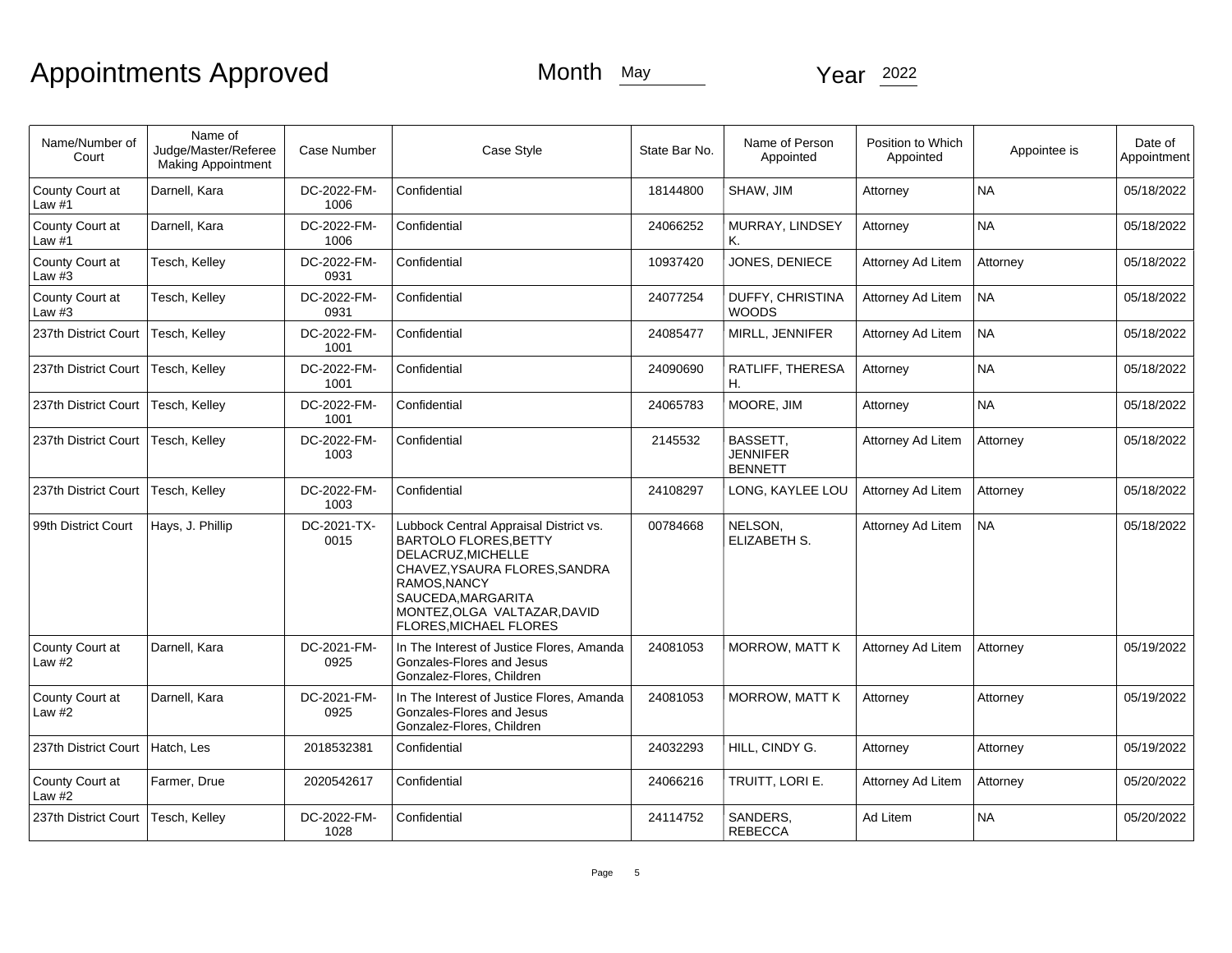# Appointments Approved

Month May

Year 2022

| Name/Number of Court | Name of Judge/Master/Referee Making Appointment | Case Number | Case Style | State Bar No. | Name of Person Appointed | Position to Which Appointed | Appointee is | Date of Appointment |
|---|---|---|---|---|---|---|---|---|
| County Court at Law #1 | Darnell, Kara | DC-2022-FM-1006 | Confidential | 18144800 | SHAW, JIM | Attorney | NA | 05/18/2022 |
| County Court at Law #1 | Darnell, Kara | DC-2022-FM-1006 | Confidential | 24066252 | MURRAY, LINDSEY K. | Attorney | NA | 05/18/2022 |
| County Court at Law #3 | Tesch, Kelley | DC-2022-FM-0931 | Confidential | 10937420 | JONES, DENIECE | Attorney Ad Litem | Attorney | 05/18/2022 |
| County Court at Law #3 | Tesch, Kelley | DC-2022-FM-0931 | Confidential | 24077254 | DUFFY, CHRISTINA WOODS | Attorney Ad Litem | NA | 05/18/2022 |
| 237th District Court | Tesch, Kelley | DC-2022-FM-1001 | Confidential | 24085477 | MIRLL, JENNIFER | Attorney Ad Litem | NA | 05/18/2022 |
| 237th District Court | Tesch, Kelley | DC-2022-FM-1001 | Confidential | 24090690 | RATLIFF, THERESA H. | Attorney | NA | 05/18/2022 |
| 237th District Court | Tesch, Kelley | DC-2022-FM-1001 | Confidential | 24065783 | MOORE, JIM | Attorney | NA | 05/18/2022 |
| 237th District Court | Tesch, Kelley | DC-2022-FM-1003 | Confidential | 2145532 | BASSETT, JENNIFER BENNETT | Attorney Ad Litem | Attorney | 05/18/2022 |
| 237th District Court | Tesch, Kelley | DC-2022-FM-1003 | Confidential | 24108297 | LONG, KAYLEE LOU | Attorney Ad Litem | Attorney | 05/18/2022 |
| 99th District Court | Hays, J. Phillip | DC-2021-TX-0015 | Lubbock Central Appraisal District vs. BARTOLO FLORES,BETTY DELACRUZ,MICHELLE CHAVEZ,YSAURA FLORES,SANDRA RAMOS,NANCY SAUCEDA,MARGARITA MONTEZ,OLGA VALTAZAR,DAVID FLORES,MICHAEL FLORES | 00784668 | NELSON, ELIZABETH S. | Attorney Ad Litem | NA | 05/18/2022 |
| County Court at Law #2 | Darnell, Kara | DC-2021-FM-0925 | In The Interest of Justice Flores, Amanda Gonzales-Flores and Jesus Gonzalez-Flores, Children | 24081053 | MORROW, MATT K | Attorney Ad Litem | Attorney | 05/19/2022 |
| County Court at Law #2 | Darnell, Kara | DC-2021-FM-0925 | In The Interest of Justice Flores, Amanda Gonzales-Flores and Jesus Gonzalez-Flores, Children | 24081053 | MORROW, MATT K | Attorney | Attorney | 05/19/2022 |
| 237th District Court | Hatch, Les | 2018532381 | Confidential | 24032293 | HILL, CINDY G. | Attorney | Attorney | 05/19/2022 |
| County Court at Law #2 | Farmer, Drue | 2020542617 | Confidential | 24066216 | TRUITT, LORI E. | Attorney Ad Litem | Attorney | 05/20/2022 |
| 237th District Court | Tesch, Kelley | DC-2022-FM-1028 | Confidential | 24114752 | SANDERS, REBECCA | Ad Litem | NA | 05/20/2022 |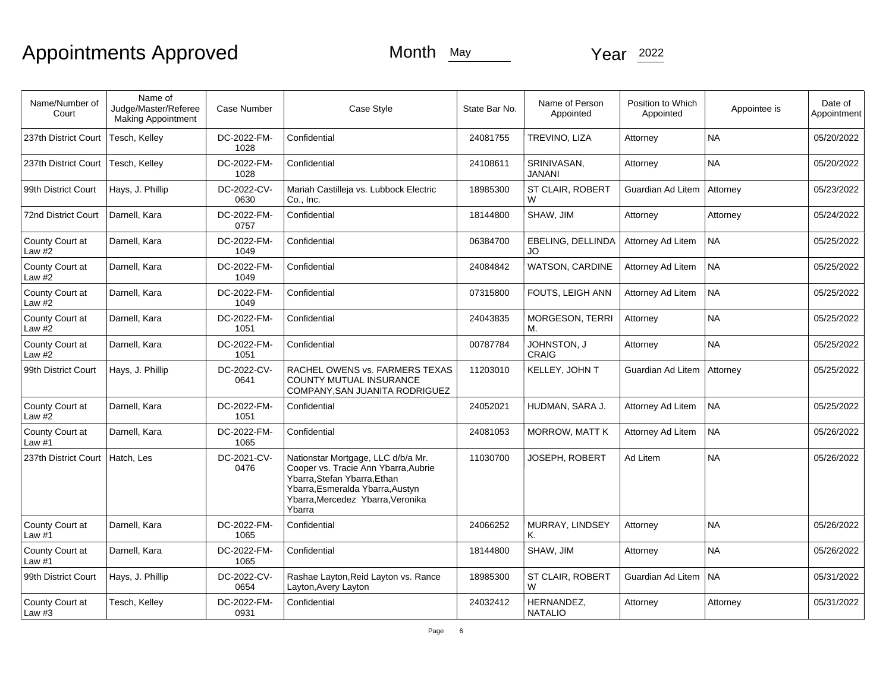# Appointments Approved

Month May Year 2022

| Name/Number of Court | Name of Judge/Master/Referee Making Appointment | Case Number | Case Style | State Bar No. | Name of Person Appointed | Position to Which Appointed | Appointee is | Date of Appointment |
|---|---|---|---|---|---|---|---|---|
| 237th District Court | Tesch, Kelley | DC-2022-FM-1028 | Confidential | 24081755 | TREVINO, LIZA | Attorney | NA | 05/20/2022 |
| 237th District Court | Tesch, Kelley | DC-2022-FM-1028 | Confidential | 24108611 | SRINIVASAN, JANANI | Attorney | NA | 05/20/2022 |
| 99th District Court | Hays, J. Phillip | DC-2022-CV-0630 | Mariah Castilleja vs. Lubbock Electric Co., Inc. | 18985300 | ST CLAIR, ROBERT W | Guardian Ad Litem | Attorney | 05/23/2022 |
| 72nd District Court | Darnell, Kara | DC-2022-FM-0757 | Confidential | 18144800 | SHAW, JIM | Attorney | Attorney | 05/24/2022 |
| County Court at Law #2 | Darnell, Kara | DC-2022-FM-1049 | Confidential | 06384700 | EBELING, DELLINDA JO | Attorney Ad Litem | NA | 05/25/2022 |
| County Court at Law #2 | Darnell, Kara | DC-2022-FM-1049 | Confidential | 24084842 | WATSON, CARDINE | Attorney Ad Litem | NA | 05/25/2022 |
| County Court at Law #2 | Darnell, Kara | DC-2022-FM-1049 | Confidential | 07315800 | FOUTS, LEIGH ANN | Attorney Ad Litem | NA | 05/25/2022 |
| County Court at Law #2 | Darnell, Kara | DC-2022-FM-1051 | Confidential | 24043835 | MORGESON, TERRI M. | Attorney | NA | 05/25/2022 |
| County Court at Law #2 | Darnell, Kara | DC-2022-FM-1051 | Confidential | 00787784 | JOHNSTON, J CRAIG | Attorney | NA | 05/25/2022 |
| 99th District Court | Hays, J. Phillip | DC-2022-CV-0641 | RACHEL OWENS vs. FARMERS TEXAS COUNTY MUTUAL INSURANCE COMPANY,SAN JUANITA RODRIGUEZ | 11203010 | KELLEY, JOHN T | Guardian Ad Litem | Attorney | 05/25/2022 |
| County Court at Law #2 | Darnell, Kara | DC-2022-FM-1051 | Confidential | 24052021 | HUDMAN, SARA J. | Attorney Ad Litem | NA | 05/25/2022 |
| County Court at Law #1 | Darnell, Kara | DC-2022-FM-1065 | Confidential | 24081053 | MORROW, MATT K | Attorney Ad Litem | NA | 05/26/2022 |
| 237th District Court | Hatch, Les | DC-2021-CV-0476 | Nationstar Mortgage, LLC d/b/a Mr. Cooper vs. Tracie Ann Ybarra,Aubrie Ybarra,Stefan Ybarra,Ethan Ybarra,Esmeralda Ybarra,Austyn Ybarra,Mercedez Ybarra,Veronika Ybarra | 11030700 | JOSEPH, ROBERT | Ad Litem | NA | 05/26/2022 |
| County Court at Law #1 | Darnell, Kara | DC-2022-FM-1065 | Confidential | 24066252 | MURRAY, LINDSEY K. | Attorney | NA | 05/26/2022 |
| County Court at Law #1 | Darnell, Kara | DC-2022-FM-1065 | Confidential | 18144800 | SHAW, JIM | Attorney | NA | 05/26/2022 |
| 99th District Court | Hays, J. Phillip | DC-2022-CV-0654 | Rashae Layton,Reid Layton vs. Rance Layton,Avery Layton | 18985300 | ST CLAIR, ROBERT W | Guardian Ad Litem | NA | 05/31/2022 |
| County Court at Law #3 | Tesch, Kelley | DC-2022-FM-0931 | Confidential | 24032412 | HERNANDEZ, NATALIO | Attorney | Attorney | 05/31/2022 |